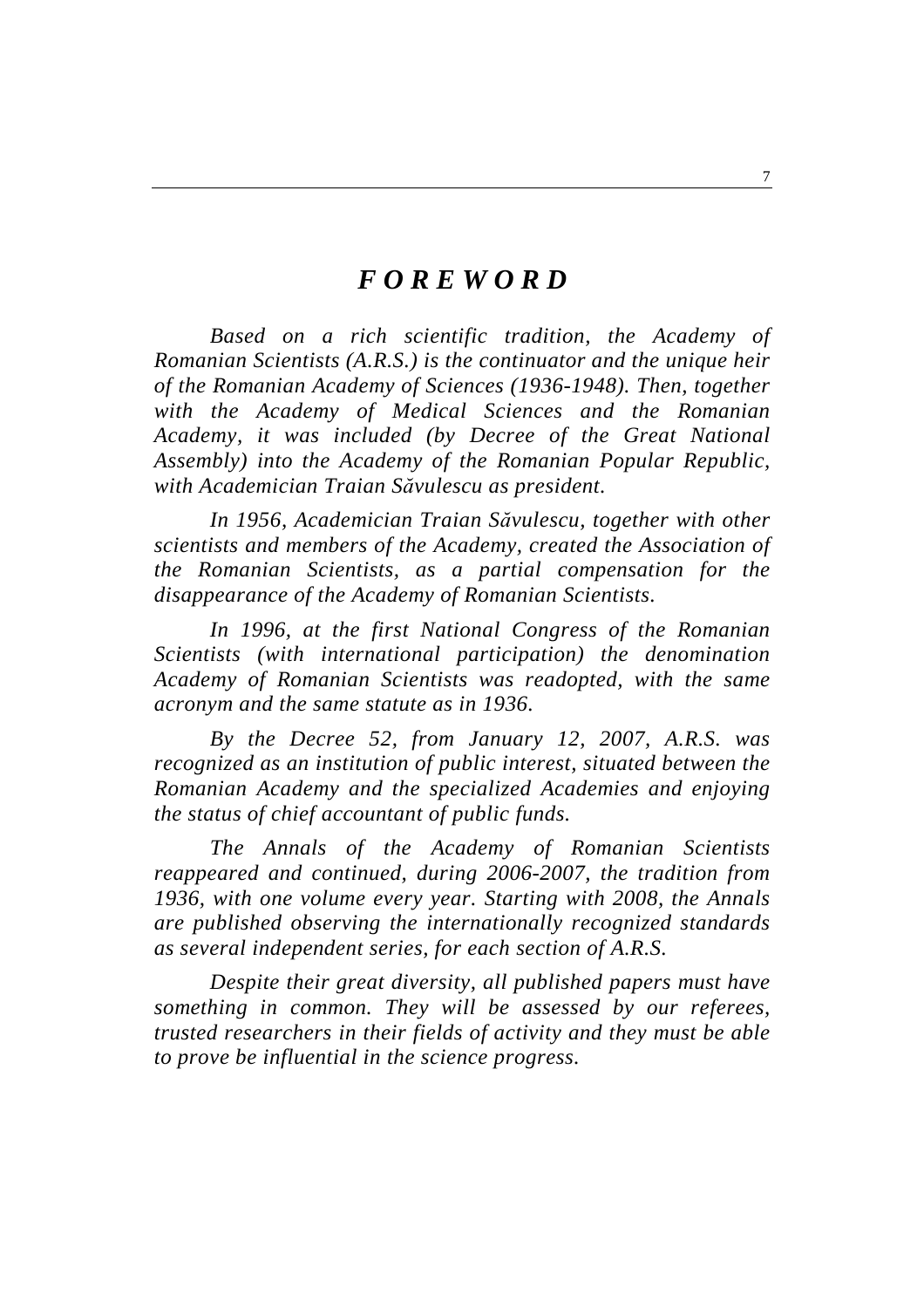# *F O R E W O R D*

*Based on a rich scientific tradition, the Academy of Romanian Scientists (A.R.S.) is the continuator and the unique heir of the Romanian Academy of Sciences (1936-1948). Then, together with the Academy of Medical Sciences and the Romanian Academy, it was included (by Decree of the Great National Assembly) into the Academy of the Romanian Popular Republic, with Academician Traian Săvulescu as president.*

*In 1956, Academician Traian Săvulescu, together with other scientists and members of the Academy, created the Association of the Romanian Scientists, as a partial compensation for the disappearance of the Academy of Romanian Scientists.*

*In 1996, at the first National Congress of the Romanian Scientists (with international participation) the denomination Academy of Romanian Scientists was readopted, with the same acronym and the same statute as in 1936.*

*By the Decree 52, from January 12, 2007, A.R.S. was recognized as an institution of public interest, situated between the Romanian Academy and the specialized Academies and enjoying the status of chief accountant of public funds.*

*The Annals of the Academy of Romanian Scientists reappeared and continued, during 2006-2007, the tradition from 1936, with one volume every year. Starting with 2008, the Annals are published observing the internationally recognized standards as several independent series, for each section of A.R.S.*

*Despite their great diversity, all published papers must have something in common. They will be assessed by our referees, trusted researchers in their fields of activity and they must be able to prove be influential in the science progress.*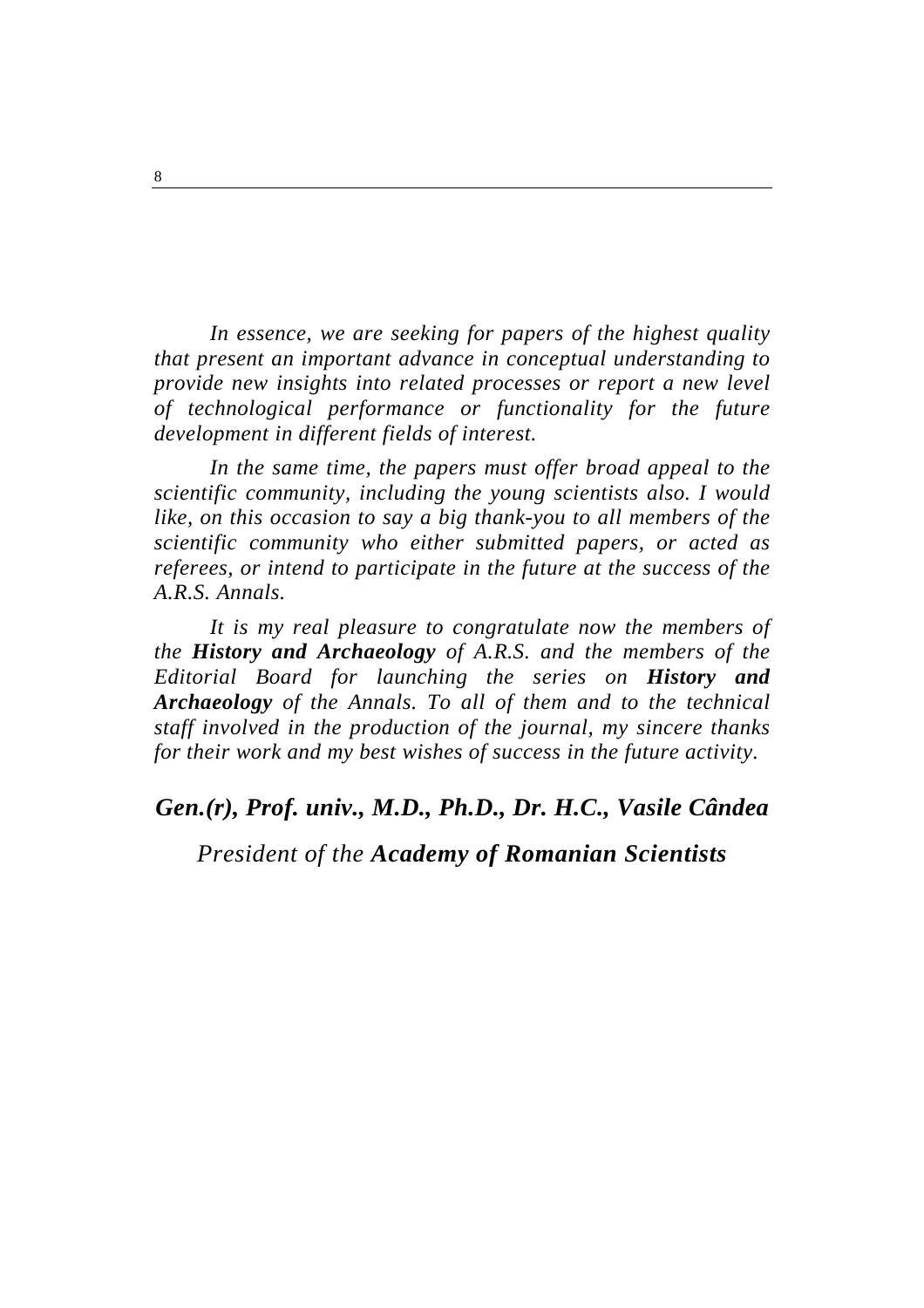*In essence, we are seeking for papers of the highest quality that present an important advance in conceptual understanding to provide new insights into related processes or report a new level of technological performance or functionality for the future development in different fields of interest.*

*In the same time, the papers must offer broad appeal to the scientific community, including the young scientists also. I would like, on this occasion to say a big thank-you to all members of the scientific community who either submitted papers, or acted as referees, or intend to participate in the future at the success of the A.R.S. Annals.*

*It is my real pleasure to congratulate now the members of the* ***History and Archaeology*** *of A.R.S. and the members of the Editorial Board for launching the series on* ***History and Archaeology*** *of the Annals. To all of them and to the technical staff involved in the production of the journal, my sincere thanks for their work and my best wishes of success in the future activity.*

***Gen.(r), Prof. univ., M.D., Ph.D., Dr. H.C., Vasile Cândea***

*President of the* ***Academy of Romanian Scientists***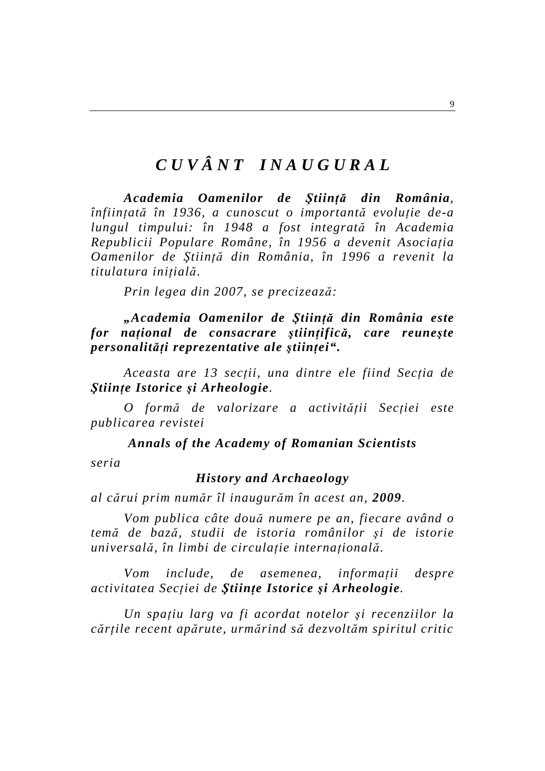# *C U V Â N T   I N A U G U R A L*

***Academia Oamenilor de Ştiinţă din România****, înfiinţată în 1936, a cunoscut o importantă evoluţie de-a lungul timpului: în 1948 a fost integrată în Academia Republicii Populare Române, în 1956 a devenit Asociaţia Oamenilor de Ştiinţă din România, în 1996 a revenit la titulatura iniţială.*

*Prin legea din 2007, se precizează:*

***„Academia Oamenilor de Ştiinţă din România este for naţional de consacrare ştiinţifică, care reuneşte personalităţi reprezentative ale ştiinţei“.***

*Aceasta are 13 secţii, una dintre ele fiind Secţia de* ***Ştiinţe Istorice şi Arheologie****.*

*O formă de valorizare a activităţii Secţiei este publicarea revistei*

***Annals of the Academy of Romanian Scientists***

*seria*

***History and Archaeology***

*al cărui prim număr îl inaugurăm în acest an,* ***2009****.*

*Vom publica câte două numere pe an, fiecare având o temă de bază, studii de istoria românilor şi de istorie universală, în limbi de circulaţie internaţională.*

*Vom include, de asemenea, informaţii despre activitatea Secţiei de* ***Ştiinţe Istorice şi Arheologie****.*

*Un spaţiu larg va fi acordat notelor şi recenziilor la cărţile recent apărute, urmărind să dezvoltăm spiritul critic*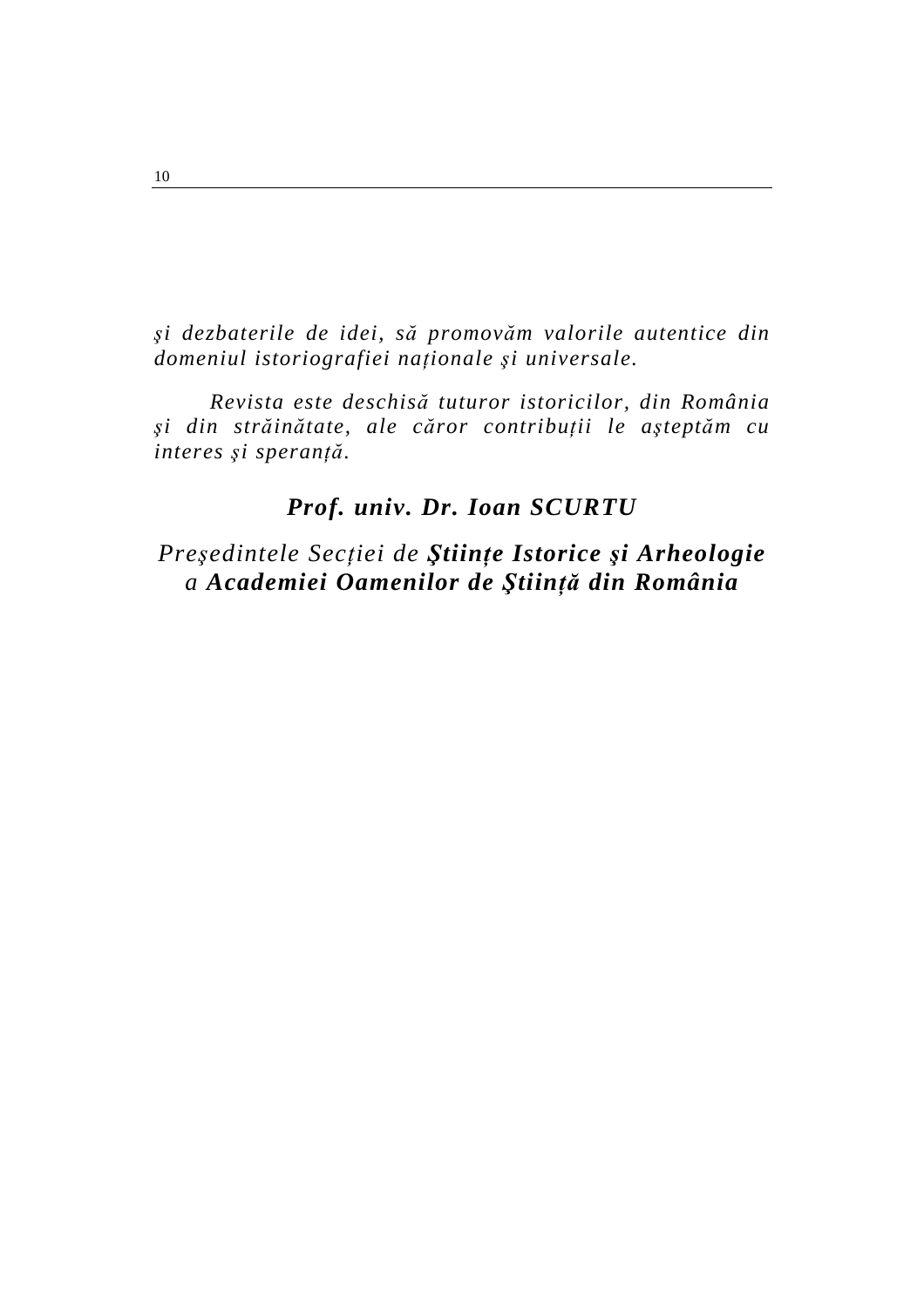*şi dezbaterile de idei, să promovăm valorile autentice din domeniul istoriografiei naţionale şi universale.*

*Revista este deschisă tuturor istoricilor, din România şi din străinătate, ale căror contribuţii le aşteptăm cu interes şi speranţă.*

***Prof. univ. Dr. Ioan SCURTU***

*Preşedintele Secţiei de **Ştiinţe Istorice şi Arheologie** a **Academiei Oamenilor de Ştiinţă din România***